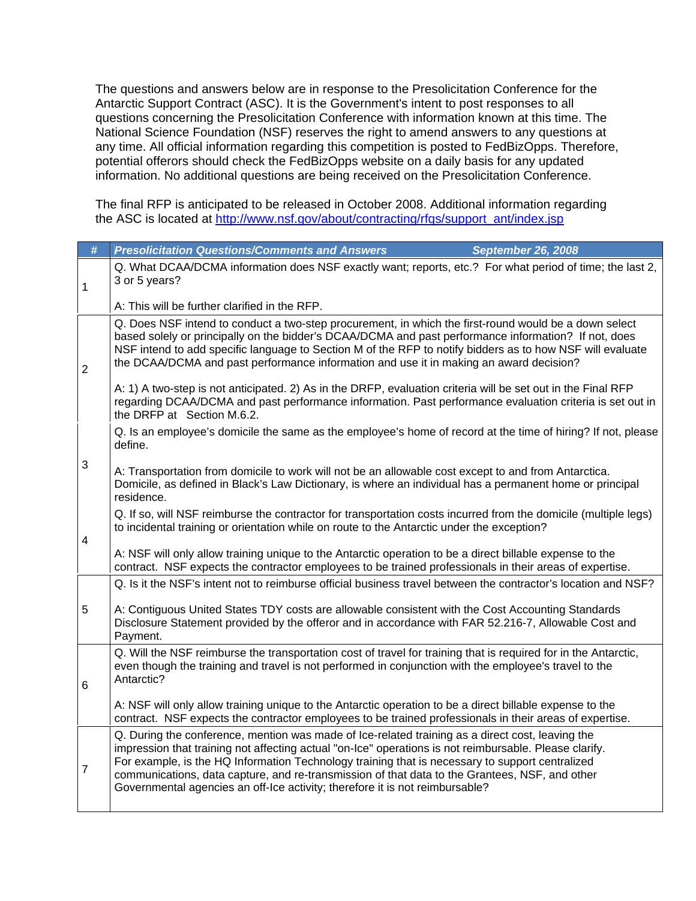The questions and answers below are in response to the Presolicitation Conference for the Antarctic Support Contract (ASC). It is the Government's intent to post responses to all questions concerning the Presolicitation Conference with information known at this time. The National Science Foundation (NSF) reserves the right to amend answers to any questions at any time. All official information regarding this competition is posted to FedBizOpps. Therefore, potential offerors should check the FedBizOpps website on a daily basis for any updated information. No additional questions are being received on the Presolicitation Conference.

The final RFP is anticipated to be released in October 2008. Additional information regarding the ASC is located at http://www.nsf.gov/about/contracting/rfqs/support_ant/index.jsp

| # | *Presolicitation Questions/Comments and Answers* ***September 26, 2008*** |
|---|---|
| 1 | Q. What DCAA/DCMA information does NSF exactly want; reports, etc.? For what period of time; the last 2, 3 or 5 years?<br><br>A: This will be further clarified in the RFP. |
| 2 | Q. Does NSF intend to conduct a two-step procurement, in which the first-round would be a down select based solely or principally on the bidder's DCAA/DCMA and past performance information? If not, does NSF intend to add specific language to Section M of the RFP to notify bidders as to how NSF will evaluate the DCAA/DCMA and past performance information and use it in making an award decision?<br><br>A: 1) A two-step is not anticipated. 2) As in the DRFP, evaluation criteria will be set out in the Final RFP regarding DCAA/DCMA and past performance information. Past performance evaluation criteria is set out in the DRFP at Section M.6.2. |
| 3 | Q. Is an employee's domicile the same as the employee's home of record at the time of hiring? If not, please define.<br><br>A: Transportation from domicile to work will not be an allowable cost except to and from Antarctica. Domicile, as defined in Black's Law Dictionary, is where an individual has a permanent home or principal residence. |
| 4 | Q. If so, will NSF reimburse the contractor for transportation costs incurred from the domicile (multiple legs) to incidental training or orientation while on route to the Antarctic under the exception?<br><br>A: NSF will only allow training unique to the Antarctic operation to be a direct billable expense to the contract. NSF expects the contractor employees to be trained professionals in their areas of expertise. |
| 5 | Q. Is it the NSF's intent not to reimburse official business travel between the contractor's location and NSF?<br><br>A: Contiguous United States TDY costs are allowable consistent with the Cost Accounting Standards Disclosure Statement provided by the offeror and in accordance with FAR 52.216-7, Allowable Cost and Payment. |
| 6 | Q. Will the NSF reimburse the transportation cost of travel for training that is required for in the Antarctic, even though the training and travel is not performed in conjunction with the employee's travel to the Antarctic?<br><br>A: NSF will only allow training unique to the Antarctic operation to be a direct billable expense to the contract. NSF expects the contractor employees to be trained professionals in their areas of expertise. |
| 7 | Q. During the conference, mention was made of Ice-related training as a direct cost, leaving the impression that training not affecting actual "on-Ice" operations is not reimbursable. Please clarify. For example, is the HQ Information Technology training that is necessary to support centralized communications, data capture, and re-transmission of that data to the Grantees, NSF, and other Governmental agencies an off-Ice activity; therefore it is not reimbursable? |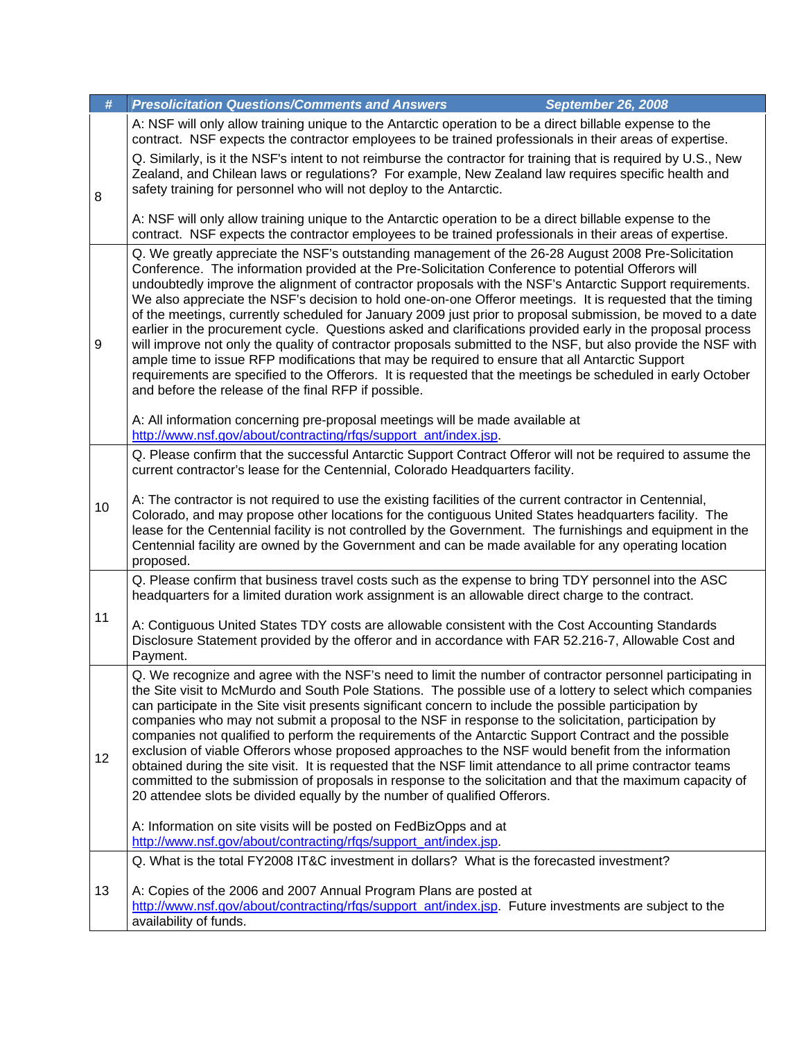| # | *Presolicitation Questions/Comments and Answers September 26, 2008* |
|---|---|
| 8 | A: NSF will only allow training unique to the Antarctic operation to be a direct billable expense to the contract. NSF expects the contractor employees to be trained professionals in their areas of expertise.<br><br>Q. Similarly, is it the NSF's intent to not reimburse the contractor for training that is required by U.S., New Zealand, and Chilean laws or regulations? For example, New Zealand law requires specific health and safety training for personnel who will not deploy to the Antarctic.<br><br>A: NSF will only allow training unique to the Antarctic operation to be a direct billable expense to the contract. NSF expects the contractor employees to be trained professionals in their areas of expertise. |
| 9 | Q. We greatly appreciate the NSF's outstanding management of the 26-28 August 2008 Pre-Solicitation Conference. The information provided at the Pre-Solicitation Conference to potential Offerors will undoubtedly improve the alignment of contractor proposals with the NSF's Antarctic Support requirements. We also appreciate the NSF's decision to hold one-on-one Offeror meetings. It is requested that the timing of the meetings, currently scheduled for January 2009 just prior to proposal submission, be moved to a date earlier in the procurement cycle. Questions asked and clarifications provided early in the proposal process will improve not only the quality of contractor proposals submitted to the NSF, but also provide the NSF with ample time to issue RFP modifications that may be required to ensure that all Antarctic Support requirements are specified to the Offerors. It is requested that the meetings be scheduled in early October and before the release of the final RFP if possible.<br><br>A: All information concerning pre-proposal meetings will be made available at http://www.nsf.gov/about/contracting/rfqs/support_ant/index.jsp. |
| 10 | Q. Please confirm that the successful Antarctic Support Contract Offeror will not be required to assume the current contractor's lease for the Centennial, Colorado Headquarters facility.<br><br>A: The contractor is not required to use the existing facilities of the current contractor in Centennial, Colorado, and may propose other locations for the contiguous United States headquarters facility. The lease for the Centennial facility is not controlled by the Government. The furnishings and equipment in the Centennial facility are owned by the Government and can be made available for any operating location proposed. |
| 11 | Q. Please confirm that business travel costs such as the expense to bring TDY personnel into the ASC headquarters for a limited duration work assignment is an allowable direct charge to the contract.<br><br>A: Contiguous United States TDY costs are allowable consistent with the Cost Accounting Standards Disclosure Statement provided by the offeror and in accordance with FAR 52.216-7, Allowable Cost and Payment. |
| 12 | Q. We recognize and agree with the NSF's need to limit the number of contractor personnel participating in the Site visit to McMurdo and South Pole Stations. The possible use of a lottery to select which companies can participate in the Site visit presents significant concern to include the possible participation by companies who may not submit a proposal to the NSF in response to the solicitation, participation by companies not qualified to perform the requirements of the Antarctic Support Contract and the possible exclusion of viable Offerors whose proposed approaches to the NSF would benefit from the information obtained during the site visit. It is requested that the NSF limit attendance to all prime contractor teams committed to the submission of proposals in response to the solicitation and that the maximum capacity of 20 attendee slots be divided equally by the number of qualified Offerors.<br><br>A: Information on site visits will be posted on FedBizOpps and at http://www.nsf.gov/about/contracting/rfqs/support_ant/index.jsp. |
| 13 | Q. What is the total FY2008 IT&C investment in dollars? What is the forecasted investment?<br><br>A: Copies of the 2006 and 2007 Annual Program Plans are posted at http://www.nsf.gov/about/contracting/rfqs/support_ant/index.jsp. Future investments are subject to the availability of funds. |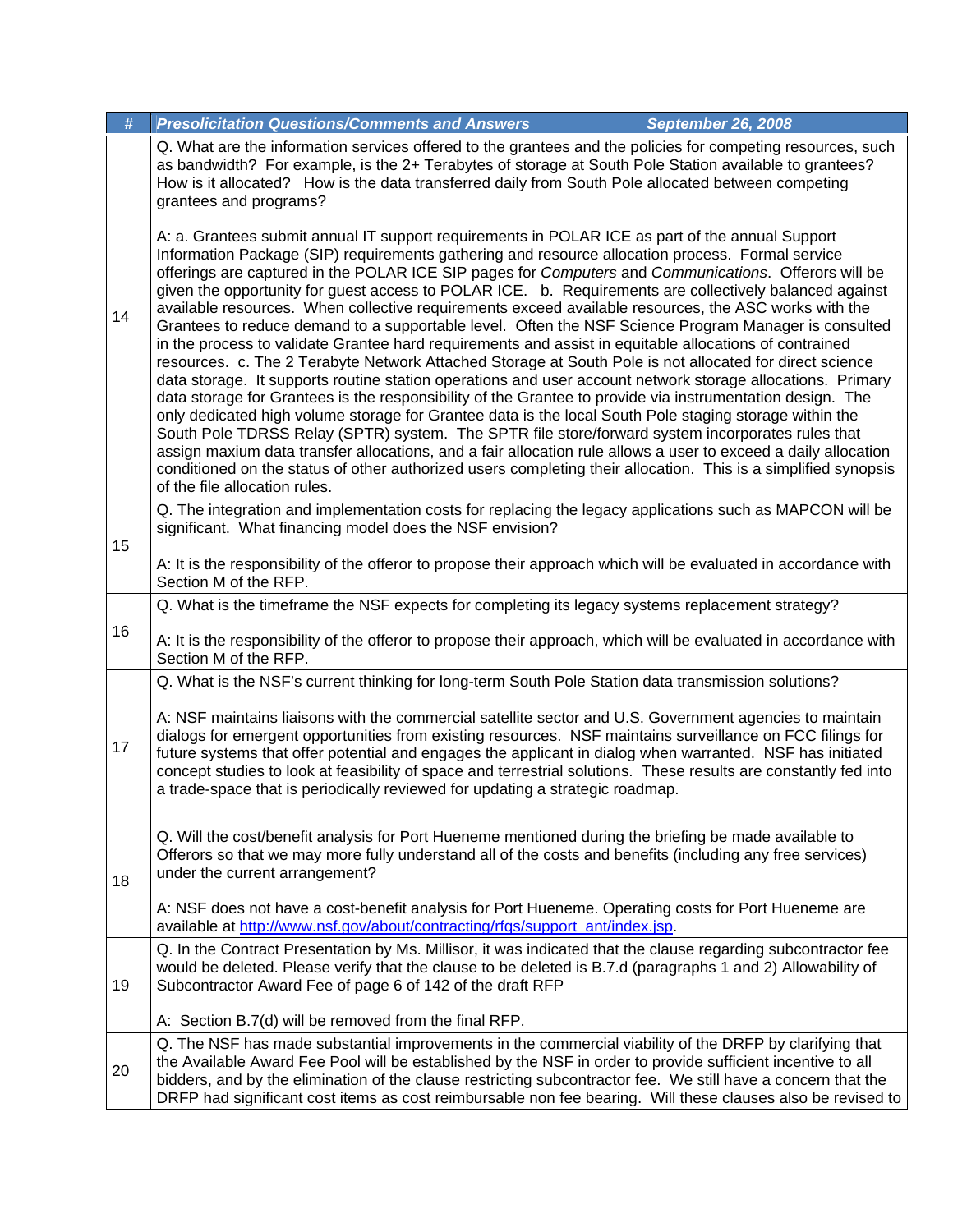| # | *Presolicitation Questions/Comments and Answers September 26, 2008* |
|---|---|
| 14 | Q. What are the information services offered to the grantees and the policies for competing resources, such as bandwidth? For example, is the 2+ Terabytes of storage at South Pole Station available to grantees? How is it allocated? How is the data transferred daily from South Pole allocated between competing grantees and programs?<br><br>A: a. Grantees submit annual IT support requirements in POLAR ICE as part of the annual Support Information Package (SIP) requirements gathering and resource allocation process. Formal service offerings are captured in the POLAR ICE SIP pages for *Computers* and *Communications*. Offerors will be given the opportunity for guest access to POLAR ICE. b. Requirements are collectively balanced against available resources. When collective requirements exceed available resources, the ASC works with the Grantees to reduce demand to a supportable level. Often the NSF Science Program Manager is consulted in the process to validate Grantee hard requirements and assist in equitable allocations of contrained resources. c. The 2 Terabyte Network Attached Storage at South Pole is not allocated for direct science data storage. It supports routine station operations and user account network storage allocations. Primary data storage for Grantees is the responsibility of the Grantee to provide via instrumentation design. The only dedicated high volume storage for Grantee data is the local South Pole staging storage within the South Pole TDRSS Relay (SPTR) system. The SPTR file store/forward system incorporates rules that assign maxium data transfer allocations, and a fair allocation rule allows a user to exceed a daily allocation conditioned on the status of other authorized users completing their allocation. This is a simplified synopsis of the file allocation rules. |
| 15 | Q. The integration and implementation costs for replacing the legacy applications such as MAPCON will be significant. What financing model does the NSF envision?<br><br>A: It is the responsibility of the offeror to propose their approach which will be evaluated in accordance with Section M of the RFP. |
| 16 | Q. What is the timeframe the NSF expects for completing its legacy systems replacement strategy?<br><br>A: It is the responsibility of the offeror to propose their approach, which will be evaluated in accordance with Section M of the RFP. |
| 17 | Q. What is the NSF's current thinking for long-term South Pole Station data transmission solutions?<br><br>A: NSF maintains liaisons with the commercial satellite sector and U.S. Government agencies to maintain dialogs for emergent opportunities from existing resources. NSF maintains surveillance on FCC filings for future systems that offer potential and engages the applicant in dialog when warranted. NSF has initiated concept studies to look at feasibility of space and terrestrial solutions. These results are constantly fed into a trade-space that is periodically reviewed for updating a strategic roadmap. |
| 18 | Q. Will the cost/benefit analysis for Port Hueneme mentioned during the briefing be made available to Offerors so that we may more fully understand all of the costs and benefits (including any free services) under the current arrangement?<br><br>A: NSF does not have a cost-benefit analysis for Port Hueneme. Operating costs for Port Hueneme are available at http://www.nsf.gov/about/contracting/rfqs/support_ant/index.jsp. |
| 19 | Q. In the Contract Presentation by Ms. Millisor, it was indicated that the clause regarding subcontractor fee would be deleted. Please verify that the clause to be deleted is B.7.d (paragraphs 1 and 2) Allowability of Subcontractor Award Fee of page 6 of 142 of the draft RFP<br><br>A: Section B.7(d) will be removed from the final RFP. |
| 20 | Q. The NSF has made substantial improvements in the commercial viability of the DRFP by clarifying that the Available Award Fee Pool will be established by the NSF in order to provide sufficient incentive to all bidders, and by the elimination of the clause restricting subcontractor fee. We still have a concern that the DRFP had significant cost items as cost reimbursable non fee bearing. Will these clauses also be revised to |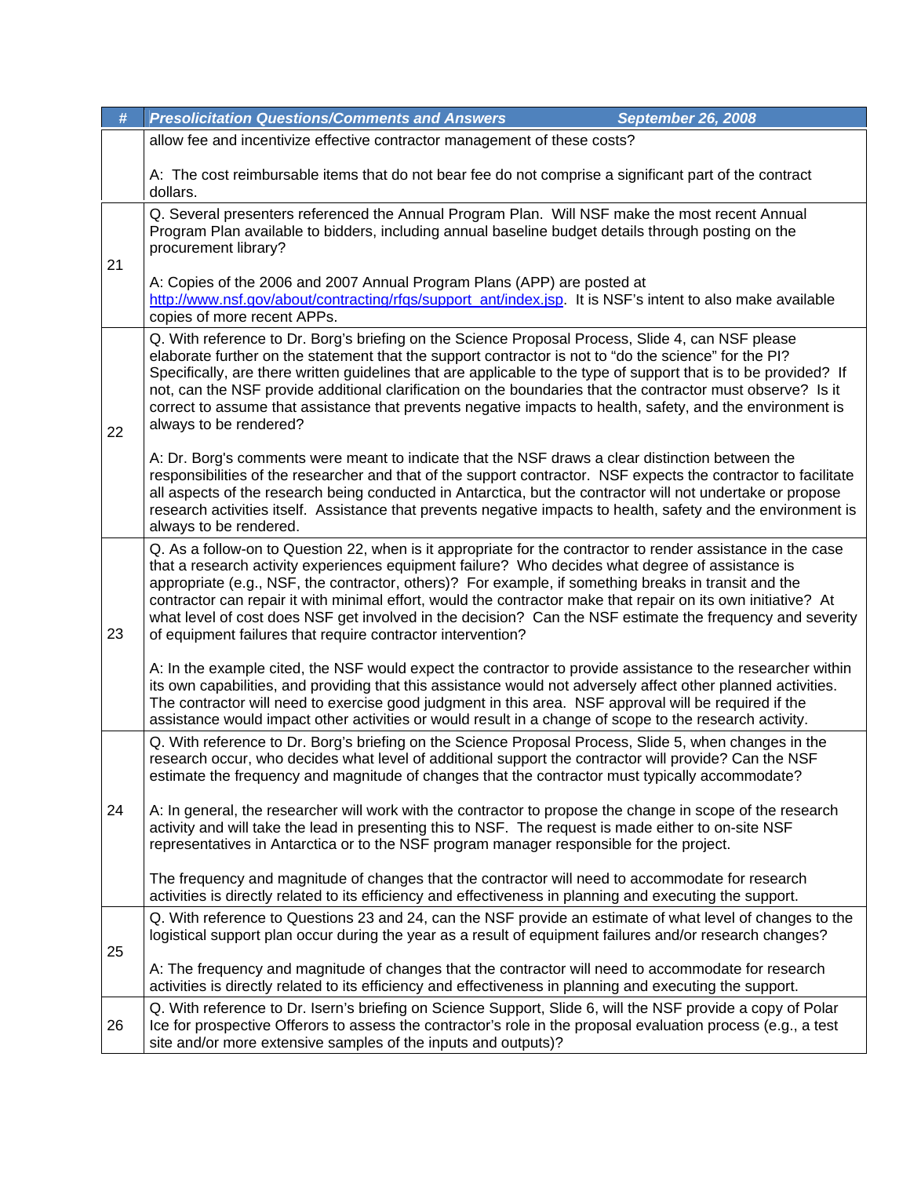| # | Presolicitation Questions/Comments and Answers September 26, 2008 |
|---|---|
| | allow fee and incentivize effective contractor management of these costs?<br><br>A: The cost reimbursable items that do not bear fee do not comprise a significant part of the contract dollars. |
| 21 | Q. Several presenters referenced the Annual Program Plan. Will NSF make the most recent Annual Program Plan available to bidders, including annual baseline budget details through posting on the procurement library?<br><br>A: Copies of the 2006 and 2007 Annual Program Plans (APP) are posted at http://www.nsf.gov/about/contracting/rfqs/support_ant/index.jsp. It is NSF's intent to also make available copies of more recent APPs. |
| 22 | Q. With reference to Dr. Borg's briefing on the Science Proposal Process, Slide 4, can NSF please elaborate further on the statement that the support contractor is not to "do the science" for the PI? Specifically, are there written guidelines that are applicable to the type of support that is to be provided? If not, can the NSF provide additional clarification on the boundaries that the contractor must observe? Is it correct to assume that assistance that prevents negative impacts to health, safety, and the environment is always to be rendered?<br><br>A: Dr. Borg's comments were meant to indicate that the NSF draws a clear distinction between the responsibilities of the researcher and that of the support contractor. NSF expects the contractor to facilitate all aspects of the research being conducted in Antarctica, but the contractor will not undertake or propose research activities itself. Assistance that prevents negative impacts to health, safety and the environment is always to be rendered. |
| 23 | Q. As a follow-on to Question 22, when is it appropriate for the contractor to render assistance in the case that a research activity experiences equipment failure? Who decides what degree of assistance is appropriate (e.g., NSF, the contractor, others)? For example, if something breaks in transit and the contractor can repair it with minimal effort, would the contractor make that repair on its own initiative? At what level of cost does NSF get involved in the decision? Can the NSF estimate the frequency and severity of equipment failures that require contractor intervention?<br><br>A: In the example cited, the NSF would expect the contractor to provide assistance to the researcher within its own capabilities, and providing that this assistance would not adversely affect other planned activities. The contractor will need to exercise good judgment in this area. NSF approval will be required if the assistance would impact other activities or would result in a change of scope to the research activity. |
| 24 | Q. With reference to Dr. Borg's briefing on the Science Proposal Process, Slide 5, when changes in the research occur, who decides what level of additional support the contractor will provide? Can the NSF estimate the frequency and magnitude of changes that the contractor must typically accommodate?<br><br>A: In general, the researcher will work with the contractor to propose the change in scope of the research activity and will take the lead in presenting this to NSF. The request is made either to on-site NSF representatives in Antarctica or to the NSF program manager responsible for the project.<br><br>The frequency and magnitude of changes that the contractor will need to accommodate for research activities is directly related to its efficiency and effectiveness in planning and executing the support. |
| 25 | Q. With reference to Questions 23 and 24, can the NSF provide an estimate of what level of changes to the logistical support plan occur during the year as a result of equipment failures and/or research changes?<br><br>A: The frequency and magnitude of changes that the contractor will need to accommodate for research activities is directly related to its efficiency and effectiveness in planning and executing the support. |
| 26 | Q. With reference to Dr. Isern's briefing on Science Support, Slide 6, will the NSF provide a copy of Polar Ice for prospective Offerors to assess the contractor's role in the proposal evaluation process (e.g., a test site and/or more extensive samples of the inputs and outputs)? |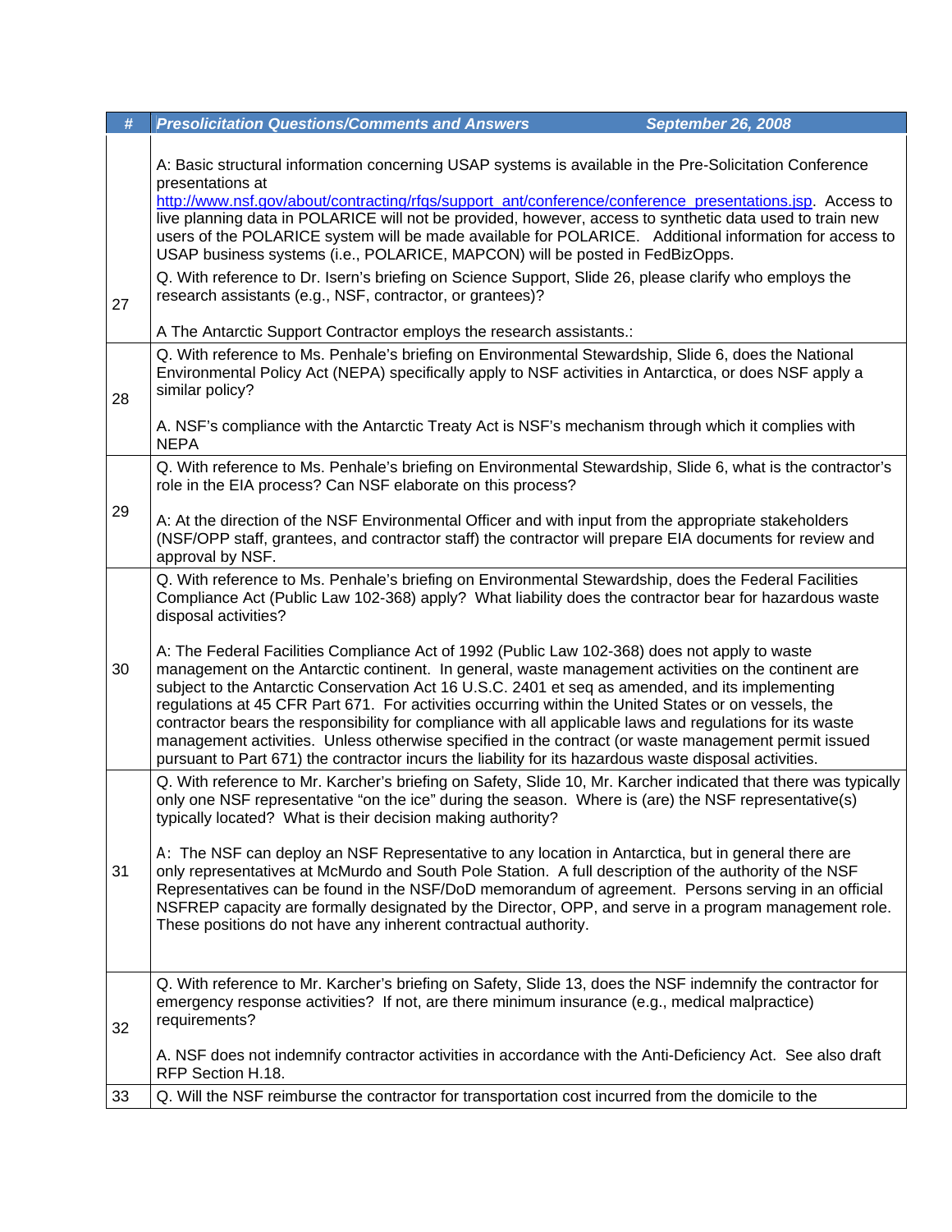| # | *Presolicitation Questions/Comments and Answers September 26, 2008* |
|---|---|
| 27 | A: Basic structural information concerning USAP systems is available in the Pre-Solicitation Conference presentations at http://www.nsf.gov/about/contracting/rfqs/support_ant/conference/conference_presentations.jsp. Access to live planning data in POLARICE will not be provided, however, access to synthetic data used to train new users of the POLARICE system will be made available for POLARICE. Additional information for access to USAP business systems (i.e., POLARICE, MAPCON) will be posted in FedBizOpps.<br><br>Q. With reference to Dr. Isern's briefing on Science Support, Slide 26, please clarify who employs the research assistants (e.g., NSF, contractor, or grantees)?<br><br>A The Antarctic Support Contractor employs the research assistants.: |
| 28 | Q. With reference to Ms. Penhale's briefing on Environmental Stewardship, Slide 6, does the National Environmental Policy Act (NEPA) specifically apply to NSF activities in Antarctica, or does NSF apply a similar policy?<br><br>A. NSF's compliance with the Antarctic Treaty Act is NSF's mechanism through which it complies with NEPA |
| 29 | Q. With reference to Ms. Penhale's briefing on Environmental Stewardship, Slide 6, what is the contractor's role in the EIA process? Can NSF elaborate on this process?<br><br>A: At the direction of the NSF Environmental Officer and with input from the appropriate stakeholders (NSF/OPP staff, grantees, and contractor staff) the contractor will prepare EIA documents for review and approval by NSF. |
| 30 | Q. With reference to Ms. Penhale's briefing on Environmental Stewardship, does the Federal Facilities Compliance Act (Public Law 102-368) apply? What liability does the contractor bear for hazardous waste disposal activities?<br><br>A: The Federal Facilities Compliance Act of 1992 (Public Law 102-368) does not apply to waste management on the Antarctic continent. In general, waste management activities on the continent are subject to the Antarctic Conservation Act 16 U.S.C. 2401 et seq as amended, and its implementing regulations at 45 CFR Part 671. For activities occurring within the United States or on vessels, the contractor bears the responsibility for compliance with all applicable laws and regulations for its waste management activities. Unless otherwise specified in the contract (or waste management permit issued pursuant to Part 671) the contractor incurs the liability for its hazardous waste disposal activities. |
| 31 | Q. With reference to Mr. Karcher's briefing on Safety, Slide 10, Mr. Karcher indicated that there was typically only one NSF representative "on the ice" during the season. Where is (are) the NSF representative(s) typically located? What is their decision making authority?<br><br>A: The NSF can deploy an NSF Representative to any location in Antarctica, but in general there are only representatives at McMurdo and South Pole Station. A full description of the authority of the NSF Representatives can be found in the NSF/DoD memorandum of agreement. Persons serving in an official NSFREP capacity are formally designated by the Director, OPP, and serve in a program management role. These positions do not have any inherent contractual authority. |
| 32 | Q. With reference to Mr. Karcher's briefing on Safety, Slide 13, does the NSF indemnify the contractor for emergency response activities? If not, are there minimum insurance (e.g., medical malpractice) requirements?<br><br>A. NSF does not indemnify contractor activities in accordance with the Anti-Deficiency Act. See also draft RFP Section H.18. |
| 33 | Q. Will the NSF reimburse the contractor for transportation cost incurred from the domicile to the |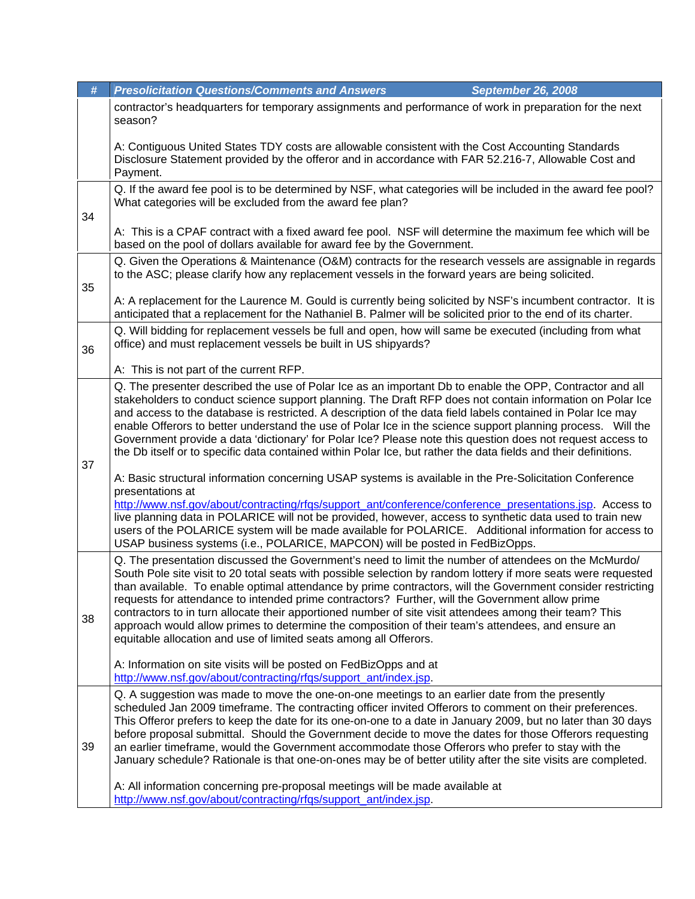| # | Presolicitation Questions/Comments and Answers September 26, 2008 |
|---|---|
| | contractor's headquarters for temporary assignments and performance of work in preparation for the next season?<br><br>A: Contiguous United States TDY costs are allowable consistent with the Cost Accounting Standards Disclosure Statement provided by the offeror and in accordance with FAR 52.216-7, Allowable Cost and Payment. |
| 34 | Q. If the award fee pool is to be determined by NSF, what categories will be included in the award fee pool? What categories will be excluded from the award fee plan?<br><br>A: This is a CPAF contract with a fixed award fee pool. NSF will determine the maximum fee which will be based on the pool of dollars available for award fee by the Government. |
| 35 | Q. Given the Operations & Maintenance (O&M) contracts for the research vessels are assignable in regards to the ASC; please clarify how any replacement vessels in the forward years are being solicited.<br><br>A: A replacement for the Laurence M. Gould is currently being solicited by NSF's incumbent contractor. It is anticipated that a replacement for the Nathaniel B. Palmer will be solicited prior to the end of its charter. |
| 36 | Q. Will bidding for replacement vessels be full and open, how will same be executed (including from what office) and must replacement vessels be built in US shipyards?<br><br>A: This is not part of the current RFP. |
| 37 | Q. The presenter described the use of Polar Ice as an important Db to enable the OPP, Contractor and all stakeholders to conduct science support planning. The Draft RFP does not contain information on Polar Ice and access to the database is restricted. A description of the data field labels contained in Polar Ice may enable Offerors to better understand the use of Polar Ice in the science support planning process. Will the Government provide a data 'dictionary' for Polar Ice? Please note this question does not request access to the Db itself or to specific data contained within Polar Ice, but rather the data fields and their definitions.<br><br>A: Basic structural information concerning USAP systems is available in the Pre-Solicitation Conference presentations at http://www.nsf.gov/about/contracting/rfqs/support_ant/conference/conference_presentations.jsp. Access to live planning data in POLARICE will not be provided, however, access to synthetic data used to train new users of the POLARICE system will be made available for POLARICE. Additional information for access to USAP business systems (i.e., POLARICE, MAPCON) will be posted in FedBizOpps. |
| 38 | Q. The presentation discussed the Government's need to limit the number of attendees on the McMurdo/ South Pole site visit to 20 total seats with possible selection by random lottery if more seats were requested than available. To enable optimal attendance by prime contractors, will the Government consider restricting requests for attendance to intended prime contractors? Further, will the Government allow prime contractors to in turn allocate their apportioned number of site visit attendees among their team? This approach would allow primes to determine the composition of their team's attendees, and ensure an equitable allocation and use of limited seats among all Offerors.<br><br>A: Information on site visits will be posted on FedBizOpps and at http://www.nsf.gov/about/contracting/rfqs/support_ant/index.jsp. |
| 39 | Q. A suggestion was made to move the one-on-one meetings to an earlier date from the presently scheduled Jan 2009 timeframe. The contracting officer invited Offerors to comment on their preferences. This Offeror prefers to keep the date for its one-on-one to a date in January 2009, but no later than 30 days before proposal submittal. Should the Government decide to move the dates for those Offerors requesting an earlier timeframe, would the Government accommodate those Offerors who prefer to stay with the January schedule? Rationale is that one-on-ones may be of better utility after the site visits are completed.<br><br>A: All information concerning pre-proposal meetings will be made available at http://www.nsf.gov/about/contracting/rfqs/support_ant/index.jsp. |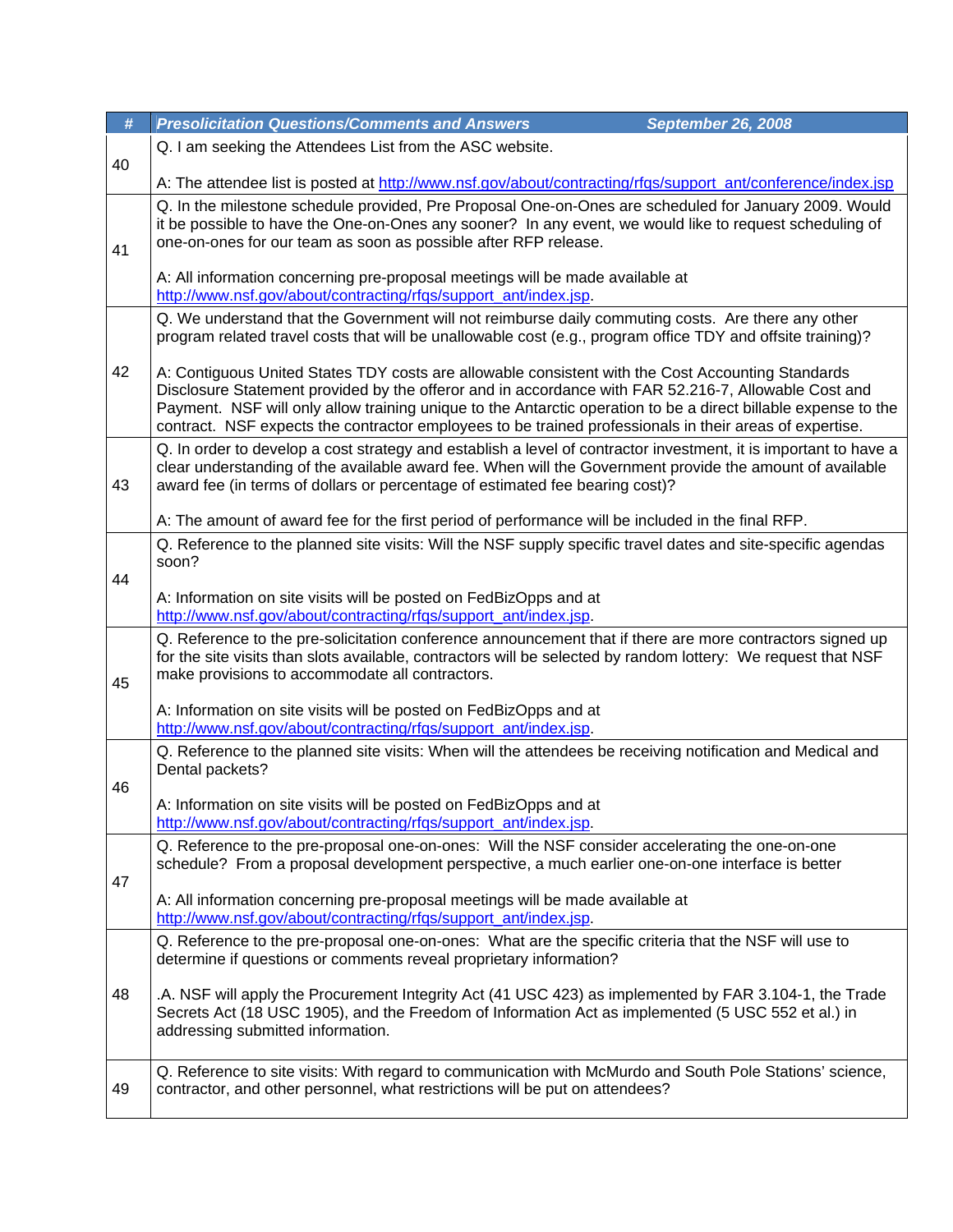| # | *Presolicitation Questions/Comments and Answers September 26, 2008* |
|---|---|
| 40 | Q. I am seeking the Attendees List from the ASC website.<br><br>A: The attendee list is posted at http://www.nsf.gov/about/contracting/rfqs/support_ant/conference/index.jsp |
| 41 | Q. In the milestone schedule provided, Pre Proposal One-on-Ones are scheduled for January 2009. Would it be possible to have the One-on-Ones any sooner? In any event, we would like to request scheduling of one-on-ones for our team as soon as possible after RFP release.<br><br>A: All information concerning pre-proposal meetings will be made available at http://www.nsf.gov/about/contracting/rfqs/support_ant/index.jsp. |
| 42 | Q. We understand that the Government will not reimburse daily commuting costs. Are there any other program related travel costs that will be unallowable cost (e.g., program office TDY and offsite training)?<br><br>A: Contiguous United States TDY costs are allowable consistent with the Cost Accounting Standards Disclosure Statement provided by the offeror and in accordance with FAR 52.216-7, Allowable Cost and Payment. NSF will only allow training unique to the Antarctic operation to be a direct billable expense to the contract. NSF expects the contractor employees to be trained professionals in their areas of expertise. |
| 43 | Q. In order to develop a cost strategy and establish a level of contractor investment, it is important to have a clear understanding of the available award fee. When will the Government provide the amount of available award fee (in terms of dollars or percentage of estimated fee bearing cost)?<br><br>A: The amount of award fee for the first period of performance will be included in the final RFP. |
| 44 | Q. Reference to the planned site visits: Will the NSF supply specific travel dates and site-specific agendas soon?<br><br>A: Information on site visits will be posted on FedBizOpps and at http://www.nsf.gov/about/contracting/rfqs/support_ant/index.jsp. |
| 45 | Q. Reference to the pre-solicitation conference announcement that if there are more contractors signed up for the site visits than slots available, contractors will be selected by random lottery: We request that NSF make provisions to accommodate all contractors.<br><br>A: Information on site visits will be posted on FedBizOpps and at http://www.nsf.gov/about/contracting/rfqs/support_ant/index.jsp. |
| 46 | Q. Reference to the planned site visits: When will the attendees be receiving notification and Medical and Dental packets?<br><br>A: Information on site visits will be posted on FedBizOpps and at http://www.nsf.gov/about/contracting/rfqs/support_ant/index.jsp. |
| 47 | Q. Reference to the pre-proposal one-on-ones: Will the NSF consider accelerating the one-on-one schedule? From a proposal development perspective, a much earlier one-on-one interface is better<br><br>A: All information concerning pre-proposal meetings will be made available at http://www.nsf.gov/about/contracting/rfqs/support_ant/index.jsp. |
| 48 | Q. Reference to the pre-proposal one-on-ones: What are the specific criteria that the NSF will use to determine if questions or comments reveal proprietary information?<br><br>.A. NSF will apply the Procurement Integrity Act (41 USC 423) as implemented by FAR 3.104-1, the Trade Secrets Act (18 USC 1905), and the Freedom of Information Act as implemented (5 USC 552 et al.) in addressing submitted information. |
| 49 | Q. Reference to site visits: With regard to communication with McMurdo and South Pole Stations' science, contractor, and other personnel, what restrictions will be put on attendees? |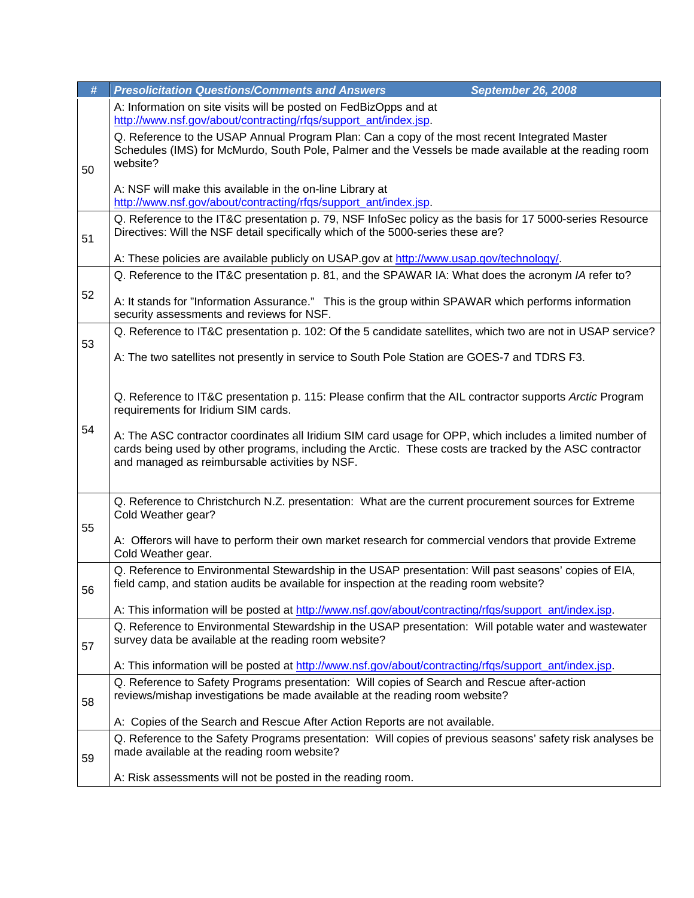| # | Presolicitation Questions/Comments and Answers September 26, 2008 |
|---|---|
| 50 | A: Information on site visits will be posted on FedBizOpps and at http://www.nsf.gov/about/contracting/rfqs/support_ant/index.jsp.<br><br>Q. Reference to the USAP Annual Program Plan: Can a copy of the most recent Integrated Master Schedules (IMS) for McMurdo, South Pole, Palmer and the Vessels be made available at the reading room website?<br><br>A: NSF will make this available in the on-line Library at http://www.nsf.gov/about/contracting/rfqs/support_ant/index.jsp. |
| 51 | Q. Reference to the IT&C presentation p. 79, NSF InfoSec policy as the basis for 17 5000-series Resource Directives: Will the NSF detail specifically which of the 5000-series these are?<br><br>A: These policies are available publicly on USAP.gov at http://www.usap.gov/technology/. |
| 52 | Q. Reference to the IT&C presentation p. 81, and the SPAWAR IA: What does the acronym *IA* refer to?<br><br>A: It stands for "Information Assurance." This is the group within SPAWAR which performs information security assessments and reviews for NSF. |
| 53 | Q. Reference to IT&C presentation p. 102: Of the 5 candidate satellites, which two are not in USAP service?<br><br>A: The two satellites not presently in service to South Pole Station are GOES-7 and TDRS F3. |
| 54 | Q. Reference to IT&C presentation p. 115: Please confirm that the AIL contractor supports *Arctic* Program requirements for Iridium SIM cards.<br><br>A: The ASC contractor coordinates all Iridium SIM card usage for OPP, which includes a limited number of cards being used by other programs, including the Arctic. These costs are tracked by the ASC contractor and managed as reimbursable activities by NSF. |
| 55 | Q. Reference to Christchurch N.Z. presentation: What are the current procurement sources for Extreme Cold Weather gear?<br><br>A: Offerors will have to perform their own market research for commercial vendors that provide Extreme Cold Weather gear. |
| 56 | Q. Reference to Environmental Stewardship in the USAP presentation: Will past seasons' copies of EIA, field camp, and station audits be available for inspection at the reading room website?<br><br>A: This information will be posted at http://www.nsf.gov/about/contracting/rfqs/support_ant/index.jsp. |
| 57 | Q. Reference to Environmental Stewardship in the USAP presentation: Will potable water and wastewater survey data be available at the reading room website?<br><br>A: This information will be posted at http://www.nsf.gov/about/contracting/rfqs/support_ant/index.jsp. |
| 58 | Q. Reference to Safety Programs presentation: Will copies of Search and Rescue after-action reviews/mishap investigations be made available at the reading room website?<br><br>A: Copies of the Search and Rescue After Action Reports are not available. |
| 59 | Q. Reference to the Safety Programs presentation: Will copies of previous seasons' safety risk analyses be made available at the reading room website?<br><br>A: Risk assessments will not be posted in the reading room. |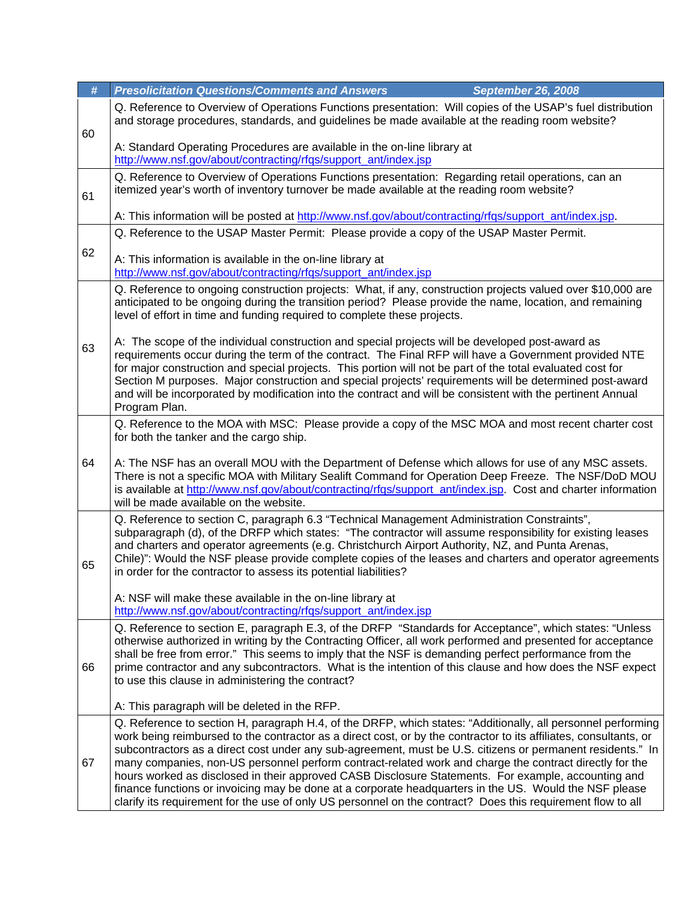| # | *Presolicitation Questions/Comments and Answers September 26, 2008* |
|---|---|
| 60 | Q. Reference to Overview of Operations Functions presentation: Will copies of the USAP's fuel distribution and storage procedures, standards, and guidelines be made available at the reading room website?<br><br>A: Standard Operating Procedures are available in the on-line library at http://www.nsf.gov/about/contracting/rfqs/support_ant/index.jsp |
| 61 | Q. Reference to Overview of Operations Functions presentation: Regarding retail operations, can an itemized year's worth of inventory turnover be made available at the reading room website?<br><br>A: This information will be posted at http://www.nsf.gov/about/contracting/rfqs/support_ant/index.jsp. |
| 62 | Q. Reference to the USAP Master Permit: Please provide a copy of the USAP Master Permit.<br><br>A: This information is available in the on-line library at http://www.nsf.gov/about/contracting/rfqs/support_ant/index.jsp |
| 63 | Q. Reference to ongoing construction projects: What, if any, construction projects valued over $10,000 are anticipated to be ongoing during the transition period? Please provide the name, location, and remaining level of effort in time and funding required to complete these projects.<br><br>A: The scope of the individual construction and special projects will be developed post-award as requirements occur during the term of the contract. The Final RFP will have a Government provided NTE for major construction and special projects. This portion will not be part of the total evaluated cost for Section M purposes. Major construction and special projects' requirements will be determined post-award and will be incorporated by modification into the contract and will be consistent with the pertinent Annual Program Plan. |
| 64 | Q. Reference to the MOA with MSC: Please provide a copy of the MSC MOA and most recent charter cost for both the tanker and the cargo ship.<br><br>A: The NSF has an overall MOU with the Department of Defense which allows for use of any MSC assets. There is not a specific MOA with Military Sealift Command for Operation Deep Freeze. The NSF/DoD MOU is available at http://www.nsf.gov/about/contracting/rfqs/support_ant/index.jsp. Cost and charter information will be made available on the website. |
| 65 | Q. Reference to section C, paragraph 6.3 "Technical Management Administration Constraints", subparagraph (d), of the DRFP which states: "The contractor will assume responsibility for existing leases and charters and operator agreements (e.g. Christchurch Airport Authority, NZ, and Punta Arenas, Chile)": Would the NSF please provide complete copies of the leases and charters and operator agreements in order for the contractor to assess its potential liabilities?<br><br>A: NSF will make these available in the on-line library at http://www.nsf.gov/about/contracting/rfqs/support_ant/index.jsp |
| 66 | Q. Reference to section E, paragraph E.3, of the DRFP "Standards for Acceptance", which states: "Unless otherwise authorized in writing by the Contracting Officer, all work performed and presented for acceptance shall be free from error." This seems to imply that the NSF is demanding perfect performance from the prime contractor and any subcontractors. What is the intention of this clause and how does the NSF expect to use this clause in administering the contract?<br><br>A: This paragraph will be deleted in the RFP. |
| 67 | Q. Reference to section H, paragraph H.4, of the DRFP, which states: "Additionally, all personnel performing work being reimbursed to the contractor as a direct cost, or by the contractor to its affiliates, consultants, or subcontractors as a direct cost under any sub-agreement, must be U.S. citizens or permanent residents." In many companies, non-US personnel perform contract-related work and charge the contract directly for the hours worked as disclosed in their approved CASB Disclosure Statements. For example, accounting and finance functions or invoicing may be done at a corporate headquarters in the US. Would the NSF please clarify its requirement for the use of only US personnel on the contract? Does this requirement flow to all |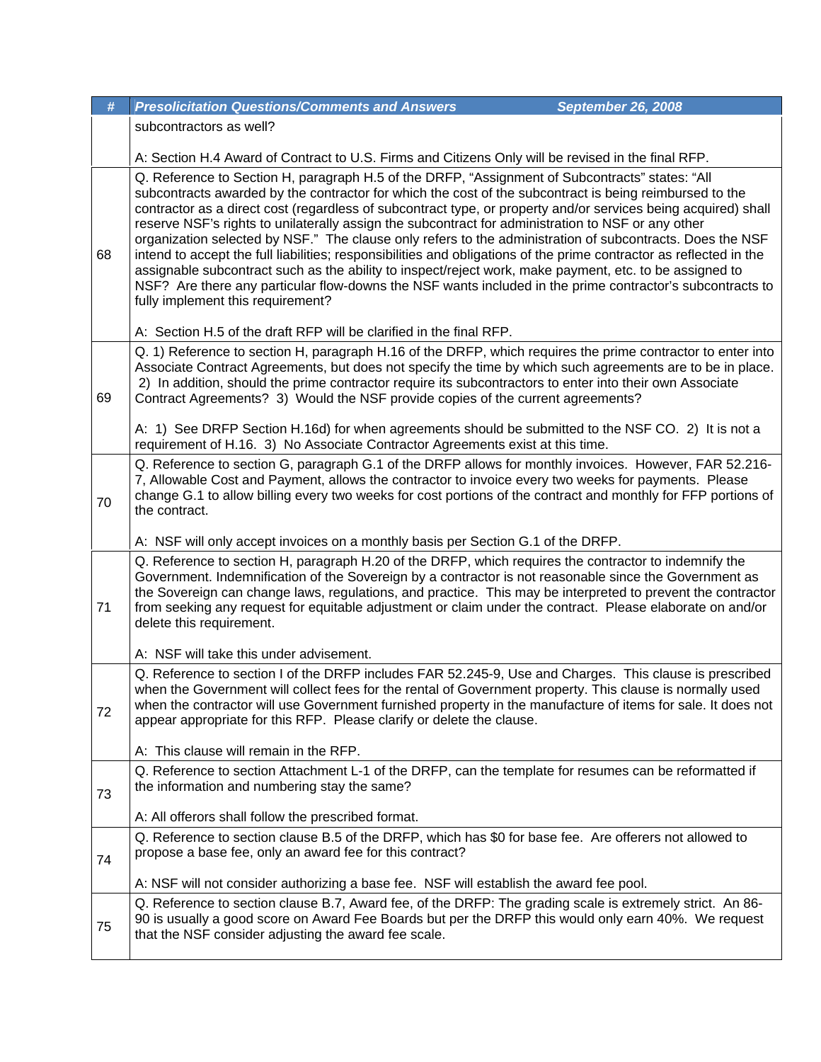| # | Presolicitation Questions/Comments and Answers September 26, 2008 |
|---|---|
| | subcontractors as well?<br><br>A: Section H.4 Award of Contract to U.S. Firms and Citizens Only will be revised in the final RFP. |
| 68 | Q. Reference to Section H, paragraph H.5 of the DRFP, "Assignment of Subcontracts" states: "All subcontracts awarded by the contractor for which the cost of the subcontract is being reimbursed to the contractor as a direct cost (regardless of subcontract type, or property and/or services being acquired) shall reserve NSF's rights to unilaterally assign the subcontract for administration to NSF or any other organization selected by NSF." The clause only refers to the administration of subcontracts. Does the NSF intend to accept the full liabilities; responsibilities and obligations of the prime contractor as reflected in the assignable subcontract such as the ability to inspect/reject work, make payment, etc. to be assigned to NSF? Are there any particular flow-downs the NSF wants included in the prime contractor's subcontracts to fully implement this requirement?<br><br>A: Section H.5 of the draft RFP will be clarified in the final RFP. |
| 69 | Q. 1) Reference to section H, paragraph H.16 of the DRFP, which requires the prime contractor to enter into Associate Contract Agreements, but does not specify the time by which such agreements are to be in place. 2) In addition, should the prime contractor require its subcontractors to enter into their own Associate Contract Agreements? 3) Would the NSF provide copies of the current agreements?<br><br>A: 1) See DRFP Section H.16d) for when agreements should be submitted to the NSF CO. 2) It is not a requirement of H.16. 3) No Associate Contractor Agreements exist at this time. |
| 70 | Q. Reference to section G, paragraph G.1 of the DRFP allows for monthly invoices. However, FAR 52.216-7, Allowable Cost and Payment, allows the contractor to invoice every two weeks for payments. Please change G.1 to allow billing every two weeks for cost portions of the contract and monthly for FFP portions of the contract.<br><br>A: NSF will only accept invoices on a monthly basis per Section G.1 of the DRFP. |
| 71 | Q. Reference to section H, paragraph H.20 of the DRFP, which requires the contractor to indemnify the Government. Indemnification of the Sovereign by a contractor is not reasonable since the Government as the Sovereign can change laws, regulations, and practice. This may be interpreted to prevent the contractor from seeking any request for equitable adjustment or claim under the contract. Please elaborate on and/or delete this requirement.<br><br>A: NSF will take this under advisement. |
| 72 | Q. Reference to section I of the DRFP includes FAR 52.245-9, Use and Charges. This clause is prescribed when the Government will collect fees for the rental of Government property. This clause is normally used when the contractor will use Government furnished property in the manufacture of items for sale. It does not appear appropriate for this RFP. Please clarify or delete the clause.<br><br>A: This clause will remain in the RFP. |
| 73 | Q. Reference to section Attachment L-1 of the DRFP, can the template for resumes can be reformatted if the information and numbering stay the same?<br><br>A: All offerors shall follow the prescribed format. |
| 74 | Q. Reference to section clause B.5 of the DRFP, which has $0 for base fee. Are offerers not allowed to propose a base fee, only an award fee for this contract?<br><br>A: NSF will not consider authorizing a base fee. NSF will establish the award fee pool. |
| 75 | Q. Reference to section clause B.7, Award fee, of the DRFP: The grading scale is extremely strict. An 86-90 is usually a good score on Award Fee Boards but per the DRFP this would only earn 40%. We request that the NSF consider adjusting the award fee scale. |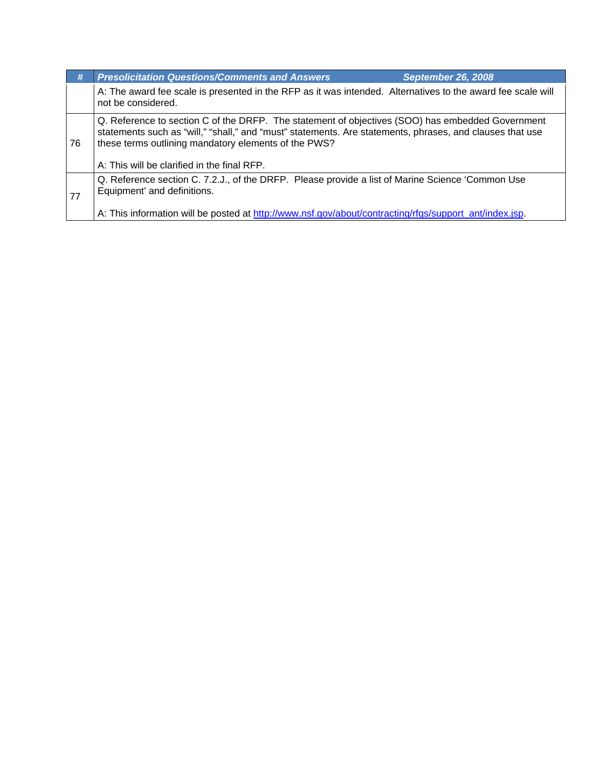| # | *Presolicitation Questions/Comments and Answers September 26, 2008* |
|---|---|
| | A: The award fee scale is presented in the RFP as it was intended. Alternatives to the award fee scale will not be considered. |
| 76 | Q. Reference to section C of the DRFP. The statement of objectives (SOO) has embedded Government statements such as "will," "shall," and "must" statements. Are statements, phrases, and clauses that use these terms outlining mandatory elements of the PWS?<br><br>A: This will be clarified in the final RFP. |
| 77 | Q. Reference section C. 7.2.J., of the DRFP. Please provide a list of Marine Science 'Common Use Equipment' and definitions.<br><br>A: This information will be posted at http://www.nsf.gov/about/contracting/rfqs/support_ant/index.jsp. |